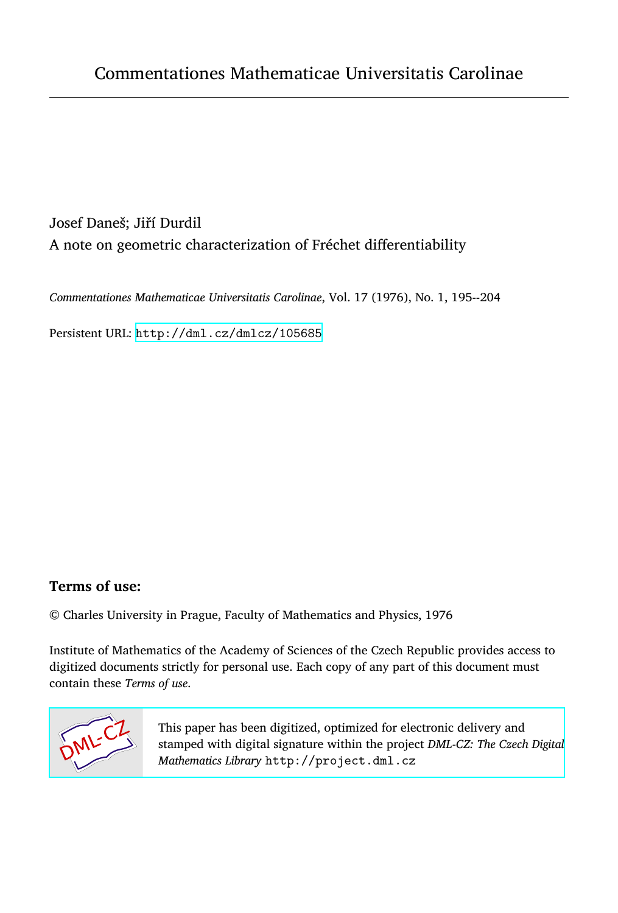Commentationes Mathematicae Universitatis Carolinae

Josef Daneš; Jiří Durdil

A note on geometric characterization of Fréchet differentiability

*Commentationes Mathematicae Universitatis Carolinae*, Vol. 17 (1976), No. 1, 195--204

Persistent URL: http://dml.cz/dmlcz/105685

## Terms of use:

© Charles University in Prague, Faculty of Mathematics and Physics, 1976

Institute of Mathematics of the Academy of Sciences of the Czech Republic provides access to digitized documents strictly for personal use. Each copy of any part of this document must contain these *Terms of use*.

This paper has been digitized, optimized for electronic delivery and stamped with digital signature within the project *DML-CZ: The Czech Digital Mathematics Library* http://project.dml.cz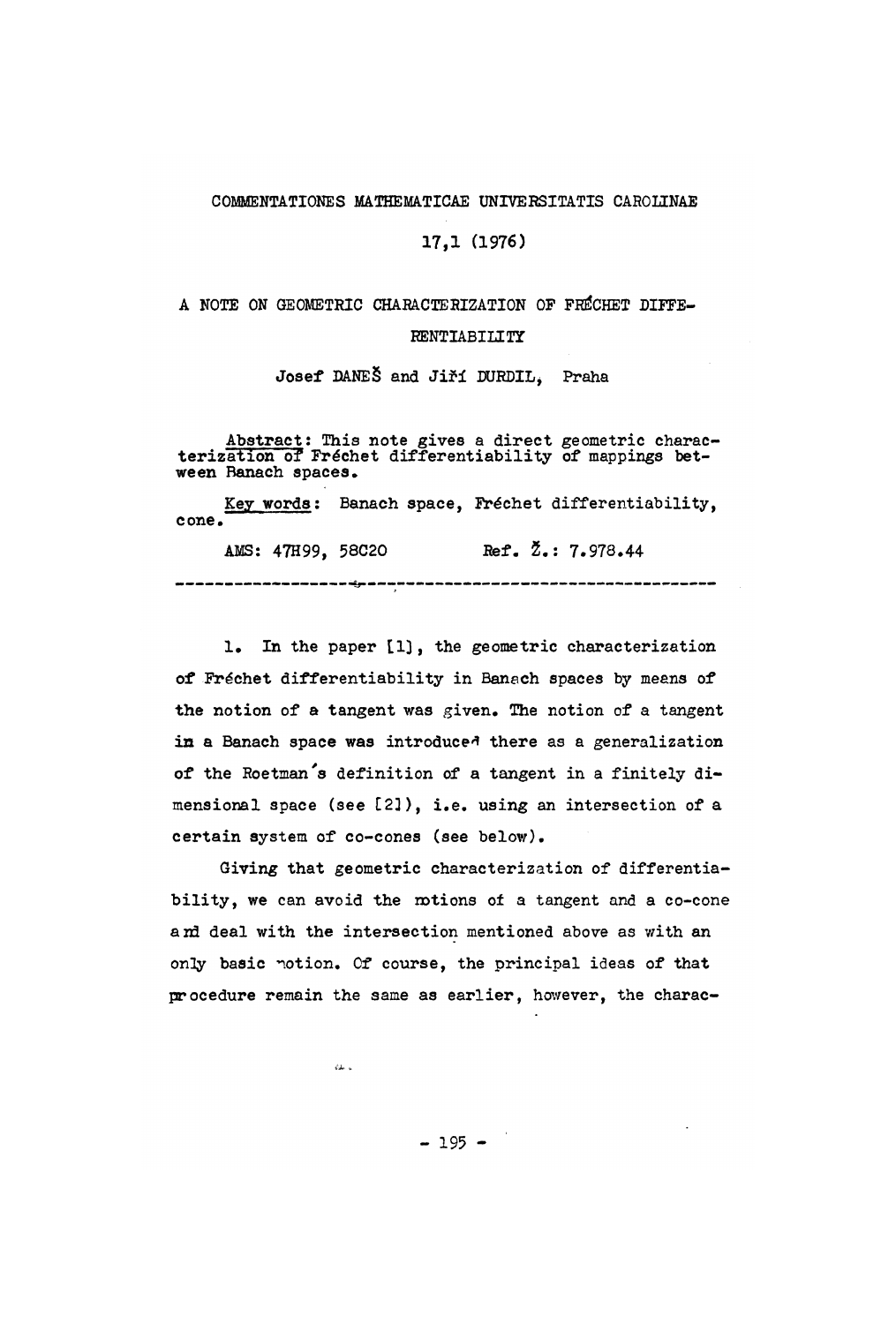COMMENTATIONES MATHEMATICAE UNIVERSITATIS CAROLINAE

17,1 (1976)

# A NOTE ON GEOMETRIC CHARACTERIZATION OF FRÉCHET DIFFERENTIABILITY

Josef DANEŠ and Jiří DURDIL, Praha

Abstract: This note gives a direct geometric characterization of Fréchet differentiability of mappings between Banach spaces.

Key words: Banach space, Fréchet differentiability, cone.

AMS: 47H99, 58C20 Ref. Ž.: 7.978.44

---

1. In the paper [1], the geometric characterization of Fréchet differentiability in Banach spaces by means of the notion of a tangent was given. The notion of a tangent in a Banach space was introduced there as a generalization of the Roetman's definition of a tangent in a finitely dimensional space (see [2]), i.e. using an intersection of a certain system of co-cones (see below).

Giving that geometric characterization of differentiability, we can avoid the notions of a tangent and a co-cone and deal with the intersection mentioned above as with an only basic notion. Of course, the principal ideas of that procedure remain the same as earlier, however, the charac-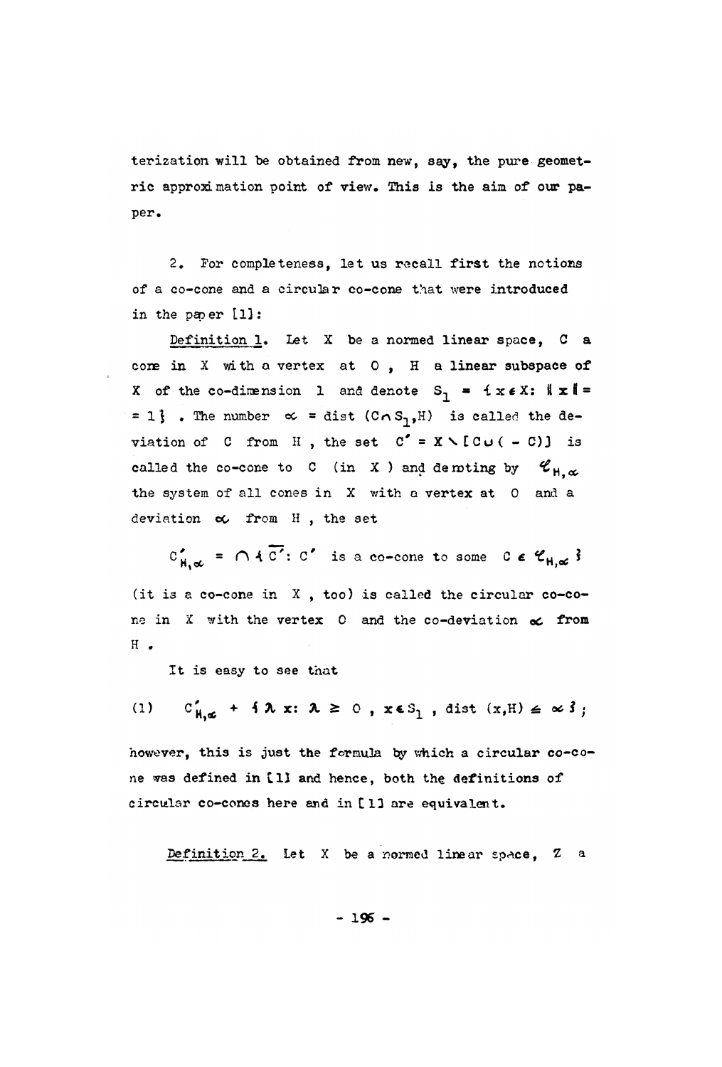terization will be obtained from new, say, the pure geometric approximation point of view. This is the aim of our paper.

2. For completeness, let us recall first the notions of a co-cone and a circular co-cone that were introduced in the paper [1]:

<u>Definition 1.</u> Let $X$ be a normed linear space, $C$ a cone in $X$ with a vertex at $0$, $H$ a linear subspace of $X$ of the co-dimension 1 and denote $S_1 = \{x \in X: \|x\| = 1\}$. The number $\alpha = \text{dist}\,(C \cap S_1, H)$ is called the deviation of $C$ from $H$, the set $C' = X \setminus [C \cup (-C)]$ is called the co-cone to $C$ (in $X$) and denoting by $\mathcal{C}_{H,\alpha}$ the system of all cones in $X$ with a vertex at $0$ and a deviation $\alpha$ from $H$, the set

$$C'_{H,\alpha} = \bigcap \{\overline{C'}: C' \text{ is a co-cone to some } C \in \mathcal{C}_{H,\alpha}\}$$

(it is a co-cone in $X$, too) is called the circular co-cone in $X$ with the vertex $0$ and the co-deviation $\alpha$ from $H$.

It is easy to see that

$$(1) \qquad C'_{H,\alpha} = \{\lambda x: \lambda \geq 0,\ x \in S_1,\ \text{dist}\,(x,H) \leq \alpha\};$$

however, this is just the formula by which a circular co-cone was defined in [1] and hence, both the definitions of circular co-cones here and in [1] are equivalent.

<u>Definition 2.</u> Let $X$ be a normed linear space, $Z$ a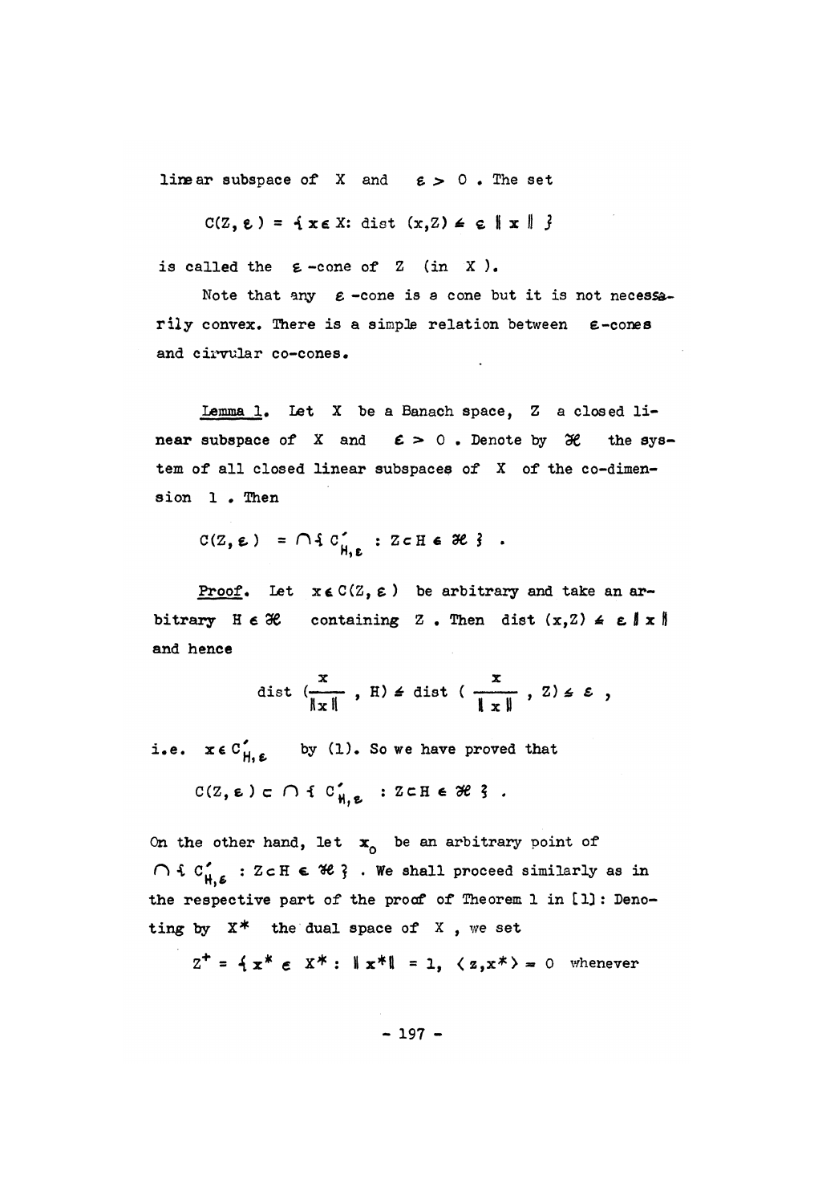linear subspace of $X$ and $\varepsilon > 0$. The set

$$C(Z, \varepsilon) = \{x \in X: \text{dist}(x, Z) \leq \varepsilon \|x\|\}$$

is called the $\varepsilon$-cone of $Z$ (in $X$).

Note that any $\varepsilon$-cone is a cone but it is not necessarily convex. There is a simple relation between $\varepsilon$-cones and cirvular co-cones.

Lemma 1. Let $X$ be a Banach space, $Z$ a closed linear subspace of $X$ and $\varepsilon > 0$. Denote by $\mathcal{H}$ the system of all closed linear subspaces of $X$ of the co-dimension $1$. Then

$$C(Z, \varepsilon) = \bigcap \{C'_{H,\varepsilon} : Z \subset H \in \mathcal{H}\} .$$

Proof. Let $x \in C(Z, \varepsilon)$ be arbitrary and take an arbitrary $H \in \mathcal{H}$ containing $Z$. Then $\text{dist}(x, Z) \leq \varepsilon \|x\|$ and hence

$$\text{dist}\left(\frac{x}{\|x\|}, H\right) \leq \text{dist}\left(\frac{x}{\|x\|}, Z\right) \leq \varepsilon ,$$

i.e. $x \in C'_{H,\varepsilon}$ by (1). So we have proved that

$$C(Z, \varepsilon) \subset \bigcap \{C'_{H,\varepsilon} : Z \subset H \in \mathcal{H}\} .$$

On the other hand, let $x_0$ be an arbitrary point of $\bigcap \{C'_{H,\varepsilon} : Z \subset H \in \mathcal{H}\}$. We shall proceed similarly as in the respective part of the proof of Theorem 1 in [1]: Denoting by $X^*$ the dual space of $X$, we set

$$Z^+ = \{x^* \in X^* : \|x^*\| = 1, \langle z, x^* \rangle = 0 \text{ whenever}$$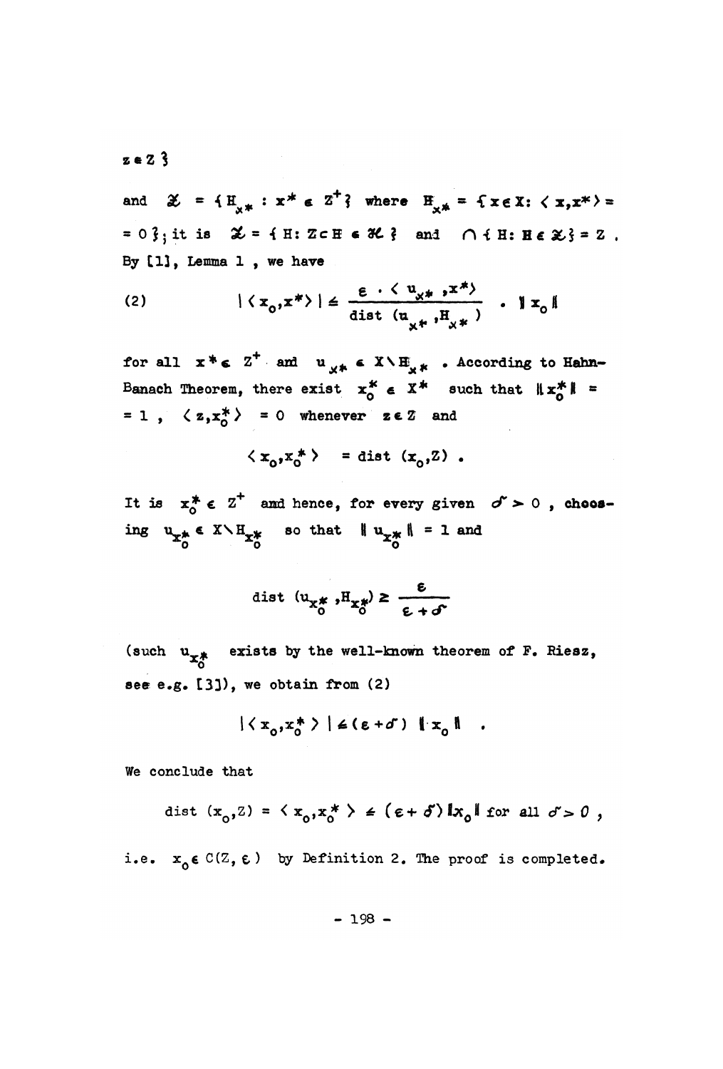$z \in Z \}$

and $\mathcal{Z} = \{ H_{x^*} : x^* \in Z^+ \}$ where $H_{x^*} = \{ x \in X : \langle x, x^* \rangle = 0 \}$; it is $\mathcal{Z} = \{ H : Z \subset H \in \mathcal{H} \}$ and $\bigcap \{ H : H \in \mathcal{Z} \} = Z$. By [1], Lemma 1, we have

$$(2) \qquad | \langle x_0, x^* \rangle | \leq \frac{\varepsilon \cdot \langle u_{x^*}, x^* \rangle}{\operatorname{dist}(u_{x^*}, H_{x^*})} \cdot \| x_0 \|$$

for all $x^* \in Z^+$ and $u_{x^*} \in X \setminus H_{x^*}$. According to Hahn-Banach Theorem, there exist $x_0^* \in X^*$ such that $\| x_0^* \| = 1$, $\langle z, x_0^* \rangle = 0$ whenever $z \in Z$ and

$$\langle x_0, x_0^* \rangle = \operatorname{dist}(x_0, Z) .$$

It is $x_0^* \in Z^+$ and hence, for every given $\delta > 0$, choosing $u_{x_0^*} \in X \setminus H_{x_0^*}$ so that $\| u_{x_0^*} \| = 1$ and

$$\operatorname{dist}(u_{x_0^*}, H_{x_0^*}) \geq \frac{\varepsilon}{\varepsilon + \delta}$$

(such $u_{x_0^*}$ exists by the well-known theorem of F. Riesz, see e.g. [3]), we obtain from (2)

$$| \langle x_0, x_0^* \rangle | \leq (\varepsilon + \delta) \| x_0 \| .$$

We conclude that

$$\operatorname{dist}(x_0, Z) = \langle x_0, x_0^* \rangle \leq (\varepsilon + \delta) \| x_0 \| \text{ for all } \delta > 0 ,$$

i.e. $x_0 \in C(Z, \varepsilon)$ by Definition 2. The proof is completed.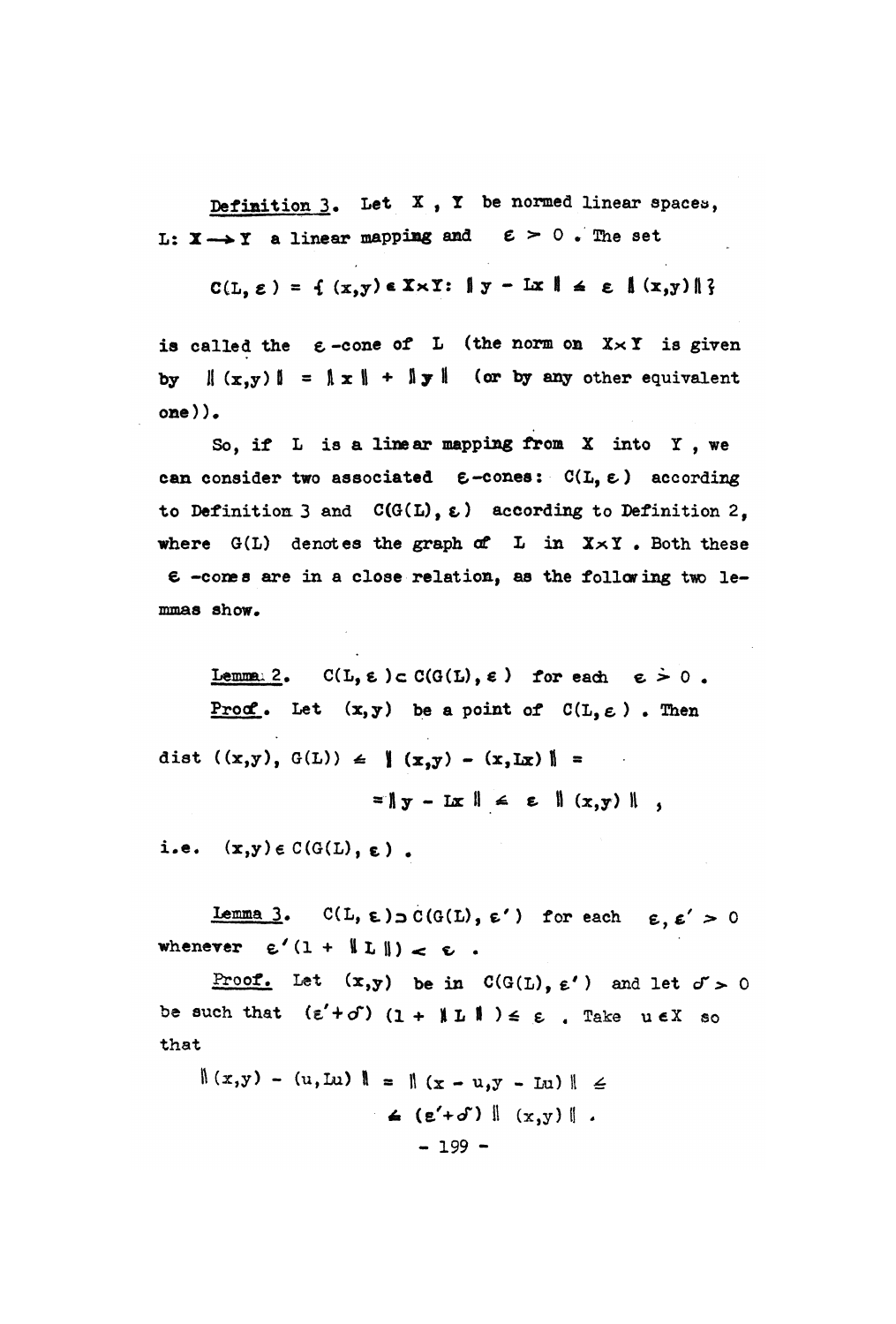<u>Definition 3</u>. Let $X$ , $Y$ be normed linear spaces, $L: X \to Y$ a linear mapping and $\varepsilon > 0$ . The set

$$C(L, \varepsilon) = \{ (x,y) \in X \times Y : \| y - Lx \| \leq \varepsilon \| (x,y) \| \}$$

is called the $\varepsilon$-cone of $L$ (the norm on $X \times Y$ is given by $\| (x,y) \| = \| x \| + \| y \|$ (or by any other equivalent one)).

So, if $L$ is a linear mapping from $X$ into $Y$ , we can consider two associated $\varepsilon$-cones: $C(L, \varepsilon)$ according to Definition 3 and $C(G(L), \varepsilon)$ according to Definition 2, where $G(L)$ denotes the graph of $L$ in $X \times Y$ . Both these $\varepsilon$-cones are in a close relation, as the following two lemmas show.

<u>Lemma 2</u>. $C(L, \varepsilon) \subset C(G(L), \varepsilon)$ for each $\varepsilon > 0$ .

<u>Proof</u>. Let $(x,y)$ be a point of $C(L, \varepsilon)$ . Then

$$\text{dist}\,((x,y), G(L)) \leq \| (x,y) - (x, Lx) \| =$$
$$= \| y - Lx \| \leq \varepsilon \| (x,y) \| ,$$

i.e. $(x,y) \in C(G(L), \varepsilon)$ .

<u>Lemma 3</u>. $C(L, \varepsilon) \supset C(G(L), \varepsilon')$ for each $\varepsilon, \varepsilon' > 0$ whenever $\varepsilon'(1 + \| L \|) < \varepsilon$ .

<u>Proof.</u> Let $(x,y)$ be in $C(G(L), \varepsilon')$ and let $\delta > 0$ be such that $(\varepsilon' + \delta)(1 + \| L \|) \leq \varepsilon$ . Take $u \in X$ so that

$$\| (x,y) - (u, Lu) \| = \| (x - u, y - Lu) \| \leq$$
$$\leq (\varepsilon' + \delta) \| (x,y) \| .$$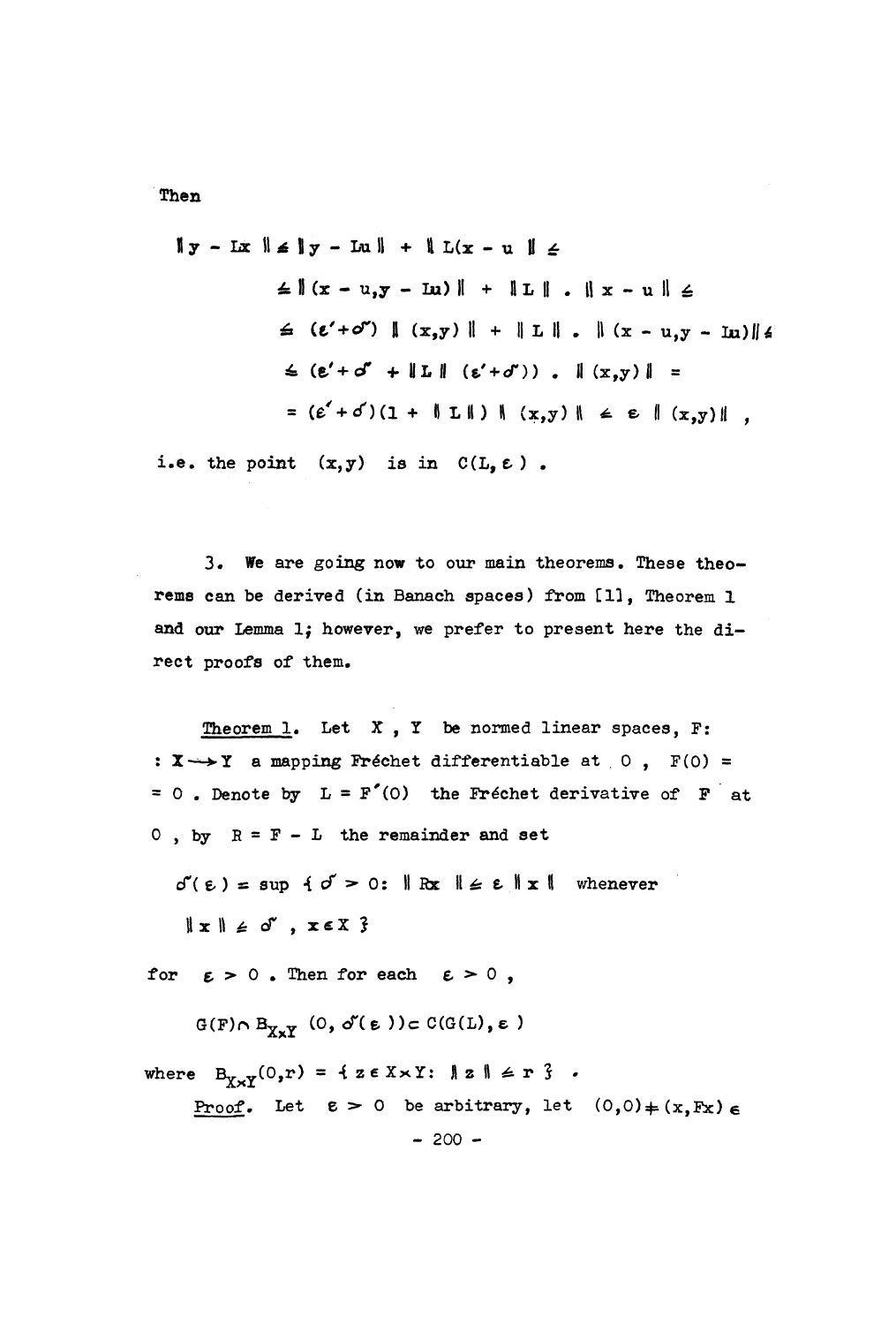Then

$$
\begin{aligned}
\| y - Lx \| &\leq \| y - Lu \| + \| L(x - u \| \leq \\
&\leq \| (x - u, y - Lu) \| + \| L \| \cdot \| x - u \| \leq \\
&\leq (\varepsilon' + \delta) \| (x,y) \| + \| L \| \cdot \| (x - u, y - Lu) \| \leq \\
&\leq (\varepsilon' + \delta + \| L \| (\varepsilon' + \delta)) \cdot \| (x,y) \| = \\
&= (\varepsilon' + \delta)(1 + \| L \|) \| (x,y) \| \leq \varepsilon \| (x,y) \| ,
\end{aligned}
$$

i.e. the point $(x,y)$ is in $C(L, \varepsilon)$.

3. We are going now to our main theorems. These theorems can be derived (in Banach spaces) from [1], Theorem 1 and our Lemma 1; however, we prefer to present here the direct proofs of them.

<u>Theorem 1</u>. Let $X$, $Y$ be normed linear spaces, $F: X \to Y$ a mapping Fréchet differentiable at $0$, $F(0) = 0$. Denote by $L = F'(0)$ the Fréchet derivative of $F$ at $0$, by $R = F - L$ the remainder and set

$$\delta(\varepsilon) = \sup \{ \delta > 0 : \| Rx \| \leq \varepsilon \| x \| \text{ whenever } \| x \| \leq \delta , x \in X \}$$

for $\varepsilon > 0$. Then for each $\varepsilon > 0$,

$$G(F) \cap B_{X \times Y} (0, \delta(\varepsilon)) \subset C(G(L), \varepsilon)$$

where $B_{X \times Y}(0,r) = \{ z \in X \times Y : \| z \| \leq r \}$.

<u>Proof</u>. Let $\varepsilon > 0$ be arbitrary, let $(0,0) \neq (x, Fx) \in$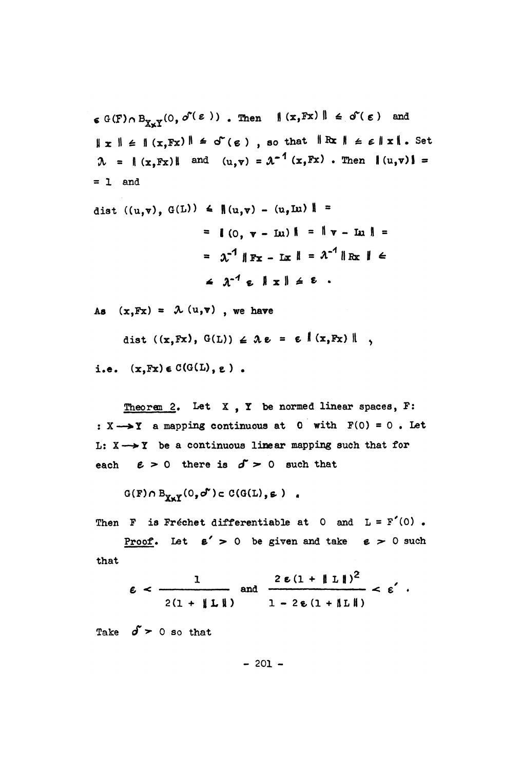$\in G(F) \cap B_{X \times Y}(0, \delta(\varepsilon))$ . Then $\|(x,Fx)\| \leq \delta(\varepsilon)$ and $\|x\| \leq \|(x,Fx)\| \leq \delta(\varepsilon)$ , so that $\|Rx\| \leq \varepsilon \|x\|$. Set $\lambda = \|(x,Fx)\|$ and $(u,v) = \lambda^{-1}(x,Fx)$ . Then $\|(u,v)\| = 1$ and

$$
\begin{aligned}
\operatorname{dist}((u,v), G(L)) &\leq \|(u,v) - (u,Lu)\| = \\
&= \|(0, v - Lu)\| = \|v - Lu\| = \\
&= \lambda^{-1} \|Fx - Lx\| = \lambda^{-1} \|Rx\| \leq \\
&\leq \lambda^{-1} \varepsilon \|x\| \leq \varepsilon .
\end{aligned}
$$

As $(x,Fx) = \lambda(u,v)$ , we have

$$\operatorname{dist}((x,Fx), G(L)) \leq \lambda \varepsilon = \varepsilon \|(x,Fx)\| ,$$

i.e. $(x,Fx) \in C(G(L), \varepsilon)$ .

<u>Theorem 2.</u> Let $X$ , $Y$ be normed linear spaces, $F: X \longrightarrow Y$ a mapping continuous at $0$ with $F(0) = 0$ . Let $L: X \longrightarrow Y$ be a continuous linear mapping such that for each $\varepsilon > 0$ there is $\delta > 0$ such that

$$G(F) \cap B_{X \times Y}(0, \delta) \subset C(G(L), \varepsilon) .$$

Then $F$ is Fréchet differentiable at $0$ and $L = F'(0)$ .

<u>Proof.</u> Let $\varepsilon' > 0$ be given and take $\varepsilon > 0$ such that

$$\varepsilon < \frac{1}{2(1 + \|L\|)} \quad \text{and} \quad \frac{2\varepsilon(1 + \|L\|)^2}{1 - 2\varepsilon(1 + \|L\|)} < \varepsilon' .$$

Take $\delta > 0$ so that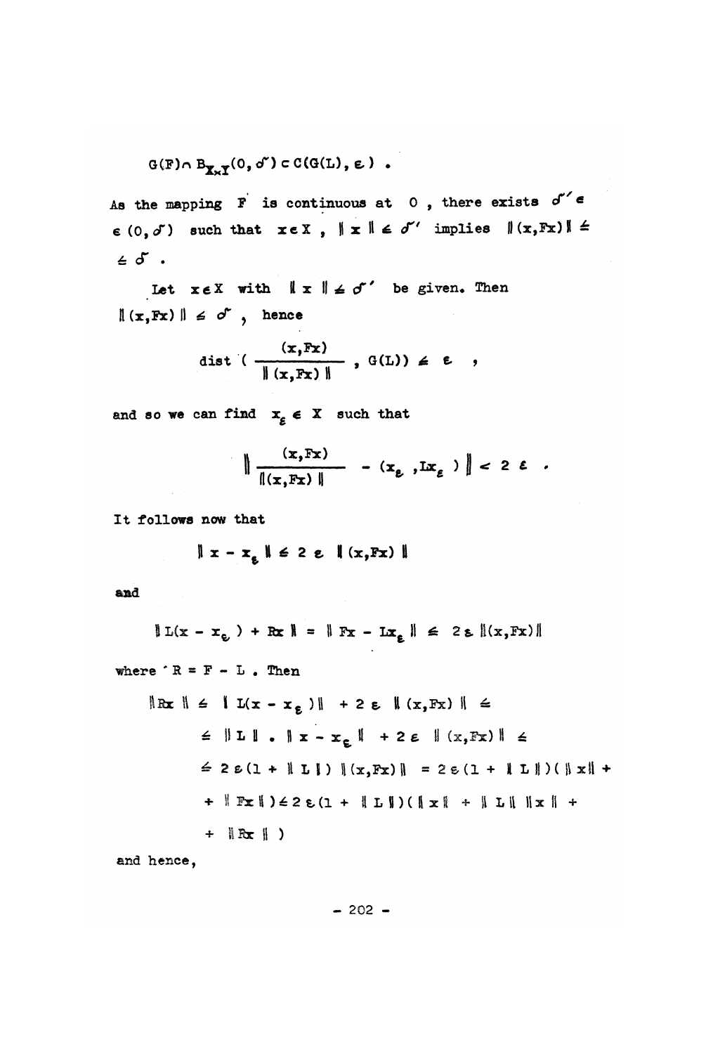$$G(F) \cap B_{X \times Y}(0, \delta) \subset C(G(L), \varepsilon) .$$

As the mapping $F$ is continuous at $0$, there exists $\delta' \in (0, \delta)$ such that $x \in X$, $\| x \| \leq \delta'$ implies $\| (x, Fx) \| \leq \delta$.

Let $x \in X$ with $\| x \| \leq \delta'$ be given. Then $\| (x, Fx) \| \leq \delta$, hence

$$\operatorname{dist} \left( \frac{(x, Fx)}{\| (x, Fx) \|}, G(L) \right) \leq \varepsilon ,$$

and so we can find $x_\varepsilon \in X$ such that

$$\left\| \frac{(x, Fx)}{\| (x, Fx) \|} - (x_\varepsilon, Lx_\varepsilon) \right\| < 2 \varepsilon .$$

It follows now that

$$\| x - x_\varepsilon \| \leq 2 \varepsilon \| (x, Fx) \|$$

and

$$\| L(x - x_\varepsilon) + Rx \| = \| Fx - Lx_\varepsilon \| \leq 2 \varepsilon \| (x, Fx) \|$$

where $R = F - L$. Then

$$\begin{aligned}
\| Rx \| &\leq \| L(x - x_\varepsilon) \| + 2 \varepsilon \| (x, Fx) \| \leq \\
&\leq \| L \| \cdot \| x - x_\varepsilon \| + 2 \varepsilon \| (x, Fx) \| \leq \\
&\leq 2 \varepsilon (1 + \| L \|) \| (x, Fx) \| = 2 \varepsilon (1 + \| L \|)( \| x \| + \\
&+ \| Fx \| ) \leq 2 \varepsilon (1 + \| L \|)( \| x \| + \| L \| \| x \| + \\
&+ \| Rx \| )
\end{aligned}$$

and hence,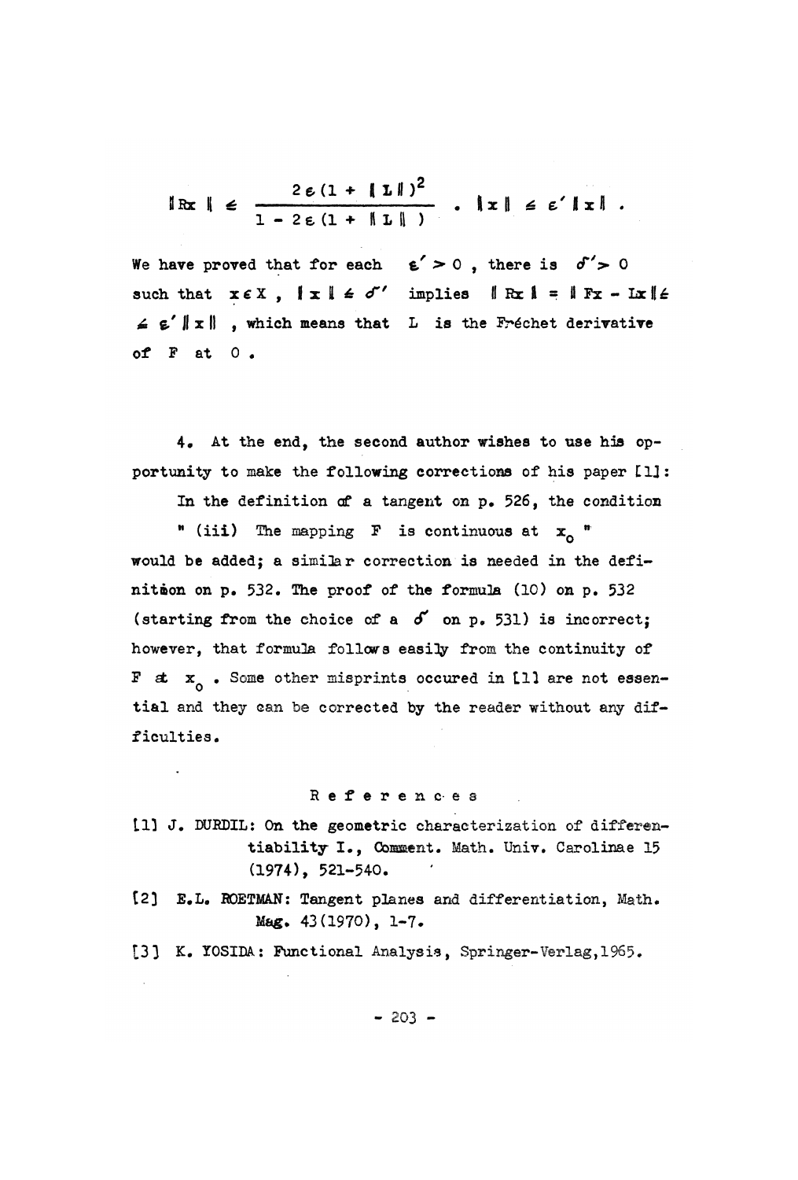$$\|Rx\| \leq \frac{2\varepsilon(1+\|L\|)^2}{1-2\varepsilon(1+\|L\|)} \cdot \|x\| \leq \varepsilon'\|x\| .$$

We have proved that for each $\varepsilon' > 0$, there is $\delta' > 0$ such that $x \in X$, $\|x\| \leq \delta'$ implies $\|Rx\| = \|Fx - Lx\| \leq \varepsilon'\|x\|$, which means that $L$ is the Fréchet derivative of $F$ at $0$.

4. At the end, the second author wishes to use his opportunity to make the following corrections of his paper [1]:

In the definition of a tangent on p. 526, the condition

" (iii) The mapping $F$ is continuous at $x_0$ "

would be added; a similar correction is needed in the definiton on p. 532. The proof of the formula (10) on p. 532 (starting from the choice of a $\delta$ on p. 531) is incorrect; however, that formula follows easily from the continuity of $F$ at $x_0$. Some other misprints occured in [1] are not essential and they can be corrected by the reader without any difficulties.

## References

[1] J. DURDIL: On the geometric characterization of differentiability I., Comment. Math. Univ. Carolinae 15 (1974), 521-540.

[2] E.L. ROETMAN: Tangent planes and differentiation, Math. Mag. 43(1970), 1-7.

[3] K. YOSIDA: Functional Analysis, Springer-Verlag, 1965.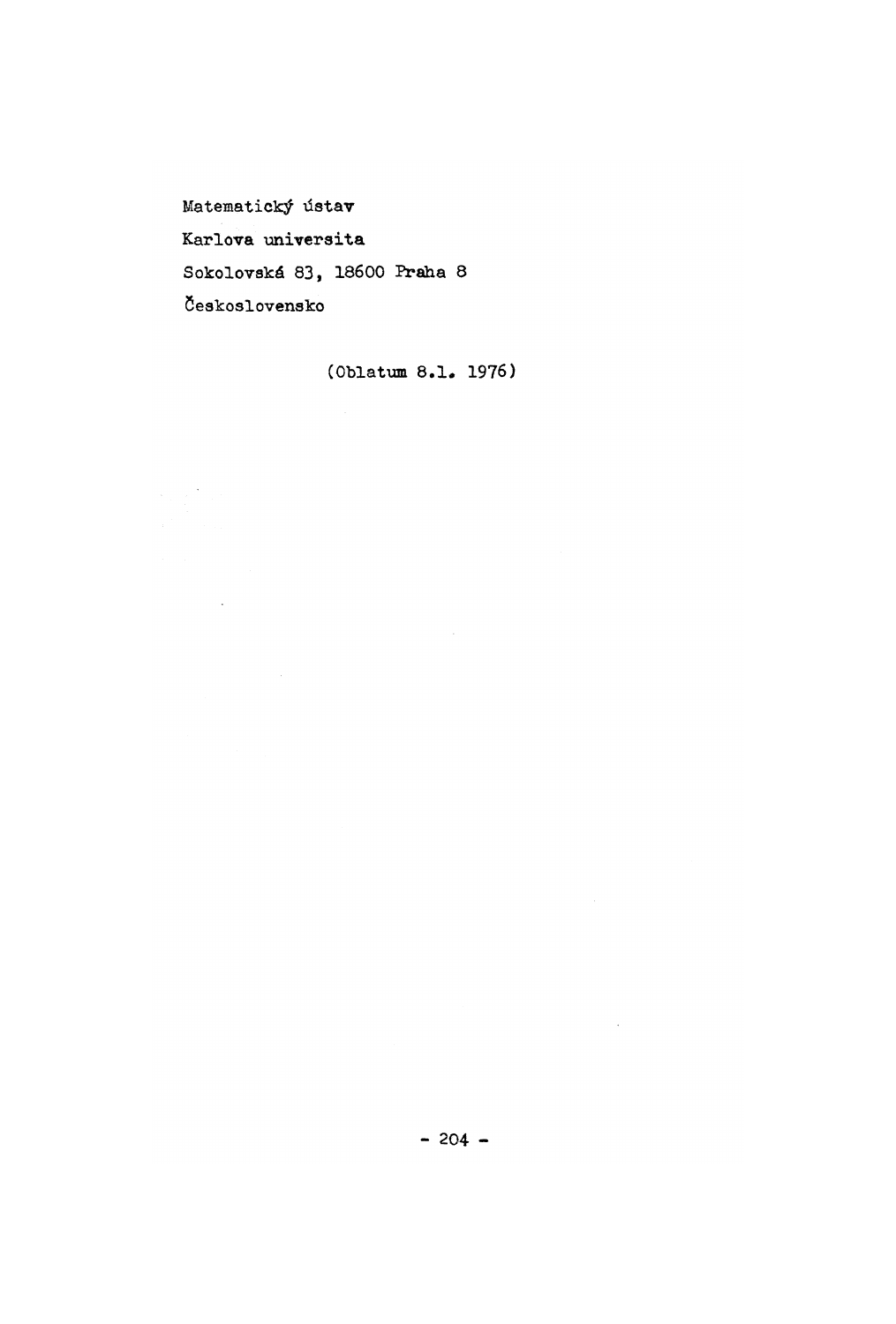Matematický ústav

Karlova universita

Sokolovská 83, 18600 Praha 8

Československo

(Oblatum 8.1. 1976)